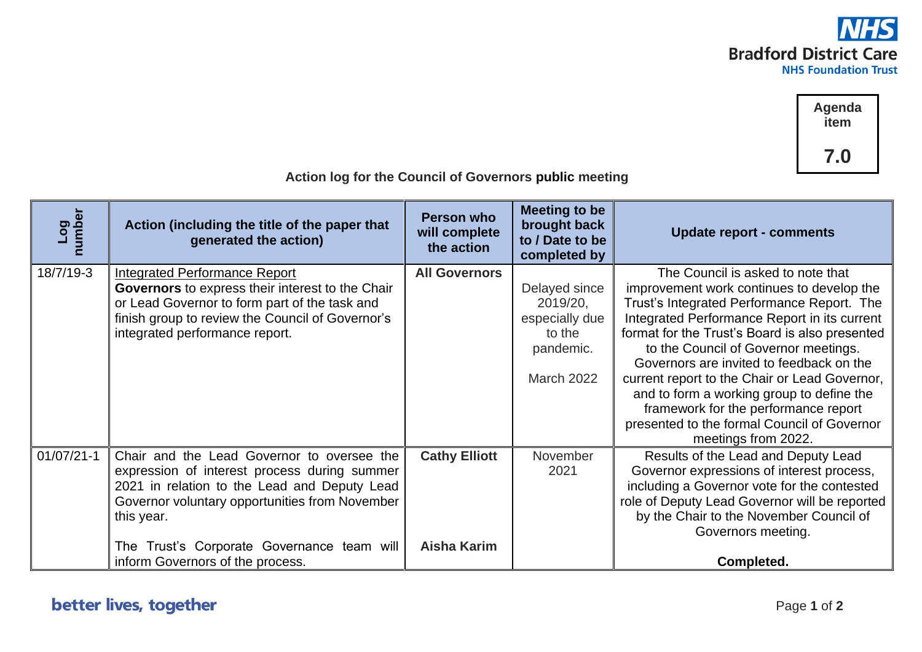Agenda item

**7.0**

**Action log for the Council of Governors public meeting**

| Log number | Action (including the title of the paper that generated the action) | Person who will complete the action | Meeting to be brought back to / Date to be completed by | Update report - comments |
|---|---|---|---|---|
| 18/7/19-3 | Integrated Performance Report<br>**Governors** to express their interest to the Chair or Lead Governor to form part of the task and finish group to review the Council of Governor's integrated performance report. | **All Governors** | Delayed since 2019/20, especially due to the pandemic.<br><br>March 2022 | The Council is asked to note that improvement work continues to develop the Trust's Integrated Performance Report. The Integrated Performance Report in its current format for the Trust's Board is also presented to the Council of Governor meetings. Governors are invited to feedback on the current report to the Chair or Lead Governor, and to form a working group to define the framework for the performance report presented to the formal Council of Governor meetings from 2022. |
| 01/07/21-1 | Chair and the Lead Governor to oversee the expression of interest process during summer 2021 in relation to the Lead and Deputy Lead Governor voluntary opportunities from November this year.<br><br>The Trust's Corporate Governance team will inform Governors of the process. | **Cathy Elliott**<br><br><br><br>**Aisha Karim** | November 2021 | Results of the Lead and Deputy Lead Governor expressions of interest process, including a Governor vote for the contested role of Deputy Lead Governor will be reported by the Chair to the November Council of Governors meeting.<br><br>**Completed.** |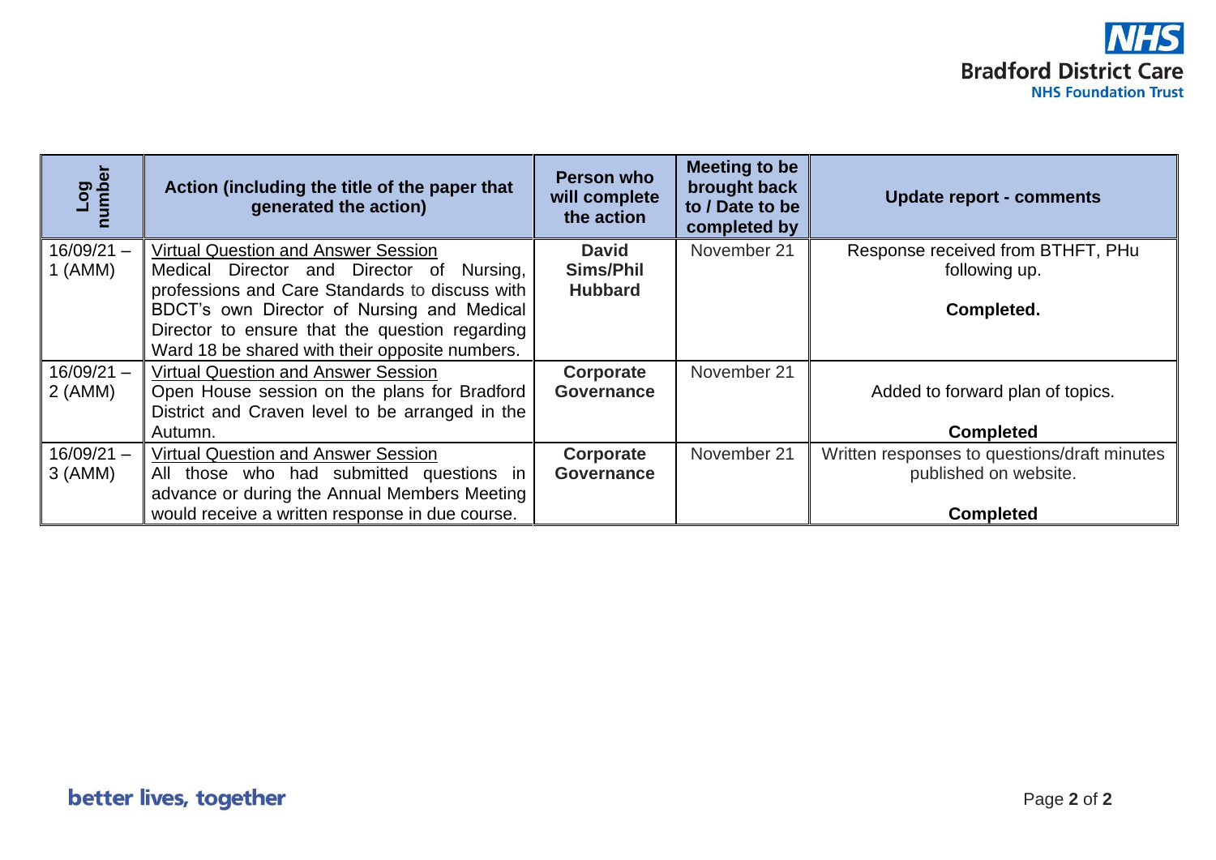| Log number | Action (including the title of the paper that generated the action) | Person who will complete the action | Meeting to be brought back to / Date to be completed by | Update report - comments |
|---|---|---|---|---|
| 16/09/21 – 1 (AMM) | Virtual Question and Answer Session<br>Medical Director and Director of Nursing, professions and Care Standards to discuss with BDCT's own Director of Nursing and Medical Director to ensure that the question regarding Ward 18 be shared with their opposite numbers. | **David Sims/Phil Hubbard** | November 21 | Response received from BTHFT, PHu following up.<br><br>**Completed.** |
| 16/09/21 – 2 (AMM) | Virtual Question and Answer Session<br>Open House session on the plans for Bradford District and Craven level to be arranged in the Autumn. | **Corporate Governance** | November 21 | Added to forward plan of topics.<br><br>**Completed** |
| 16/09/21 – 3 (AMM) | Virtual Question and Answer Session<br>All those who had submitted questions in advance or during the Annual Members Meeting would receive a written response in due course. | **Corporate Governance** | November 21 | Written responses to questions/draft minutes published on website.<br><br>**Completed** |